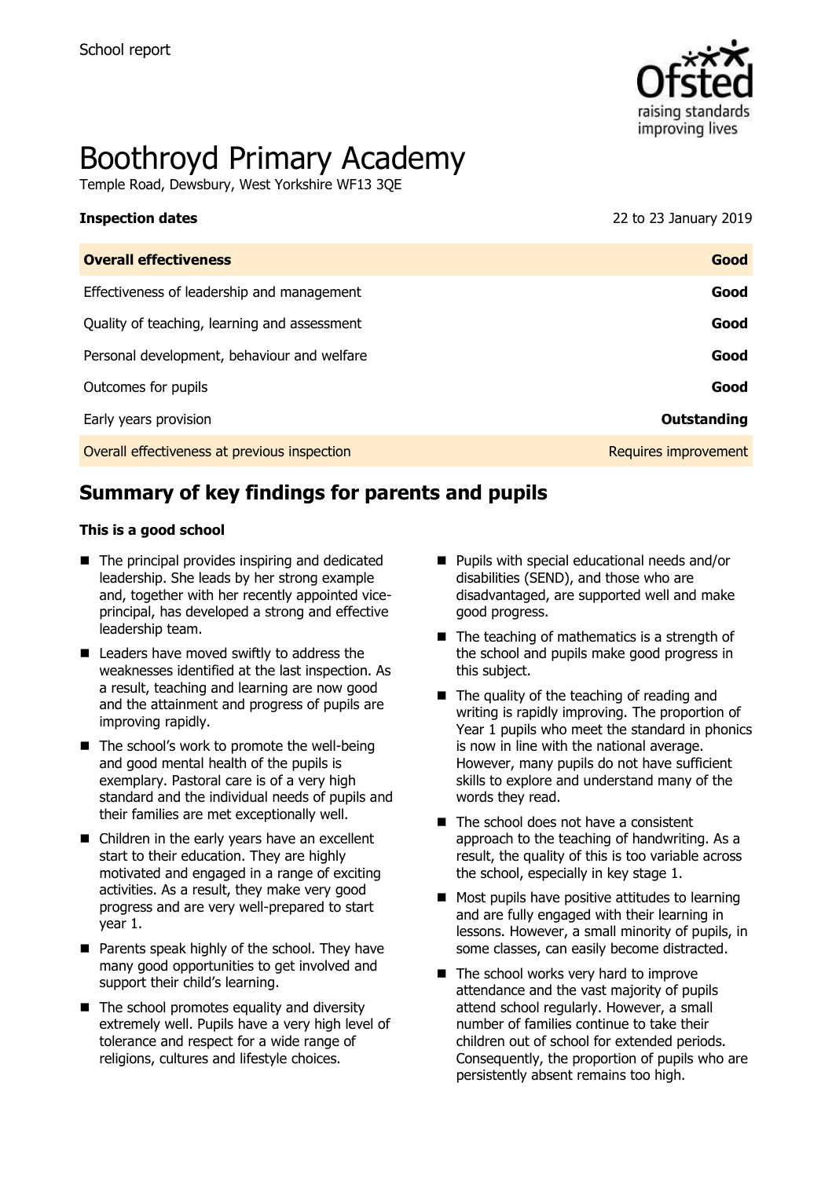School report

# Boothroyd Primary Academy

Temple Road, Dewsbury, West Yorkshire WF13 3QE

**Inspection dates** 22 to 23 January 2019

| **Overall effectiveness** | **Good** |
| --- | --- |
| Effectiveness of leadership and management | **Good** |
| Quality of teaching, learning and assessment | **Good** |
| Personal development, behaviour and welfare | **Good** |
| Outcomes for pupils | **Good** |
| Early years provision | **Outstanding** |
| Overall effectiveness at previous inspection | Requires improvement |

## Summary of key findings for parents and pupils

**This is a good school**

- The principal provides inspiring and dedicated leadership. She leads by her strong example and, together with her recently appointed vice-principal, has developed a strong and effective leadership team.
- Leaders have moved swiftly to address the weaknesses identified at the last inspection. As a result, teaching and learning are now good and the attainment and progress of pupils are improving rapidly.
- The school's work to promote the well-being and good mental health of the pupils is exemplary. Pastoral care is of a very high standard and the individual needs of pupils and their families are met exceptionally well.
- Children in the early years have an excellent start to their education. They are highly motivated and engaged in a range of exciting activities. As a result, they make very good progress and are very well-prepared to start year 1.
- Parents speak highly of the school. They have many good opportunities to get involved and support their child's learning.
- The school promotes equality and diversity extremely well. Pupils have a very high level of tolerance and respect for a wide range of religions, cultures and lifestyle choices.
- Pupils with special educational needs and/or disabilities (SEND), and those who are disadvantaged, are supported well and make good progress.
- The teaching of mathematics is a strength of the school and pupils make good progress in this subject.
- The quality of the teaching of reading and writing is rapidly improving. The proportion of Year 1 pupils who meet the standard in phonics is now in line with the national average. However, many pupils do not have sufficient skills to explore and understand many of the words they read.
- The school does not have a consistent approach to the teaching of handwriting. As a result, the quality of this is too variable across the school, especially in key stage 1.
- Most pupils have positive attitudes to learning and are fully engaged with their learning in lessons. However, a small minority of pupils, in some classes, can easily become distracted.
- The school works very hard to improve attendance and the vast majority of pupils attend school regularly. However, a small number of families continue to take their children out of school for extended periods. Consequently, the proportion of pupils who are persistently absent remains too high.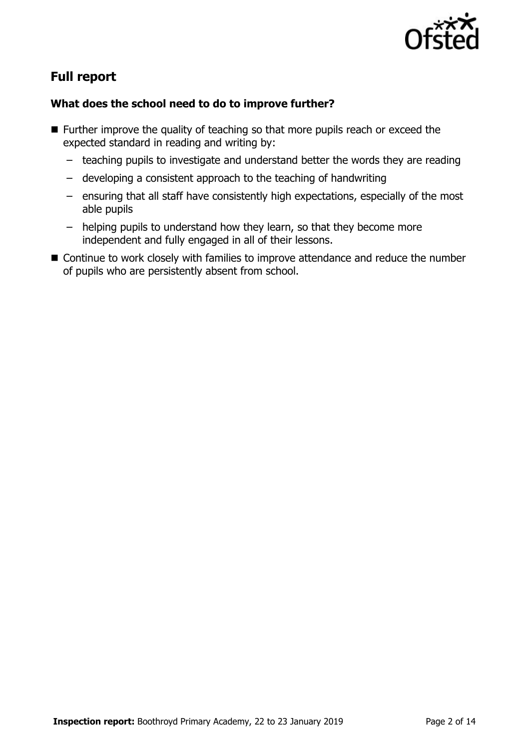## Full report

### What does the school need to do to improve further?

- Further improve the quality of teaching so that more pupils reach or exceed the expected standard in reading and writing by:
  - teaching pupils to investigate and understand better the words they are reading
  - developing a consistent approach to the teaching of handwriting
  - ensuring that all staff have consistently high expectations, especially of the most able pupils
  - helping pupils to understand how they learn, so that they become more independent and fully engaged in all of their lessons.
- Continue to work closely with families to improve attendance and reduce the number of pupils who are persistently absent from school.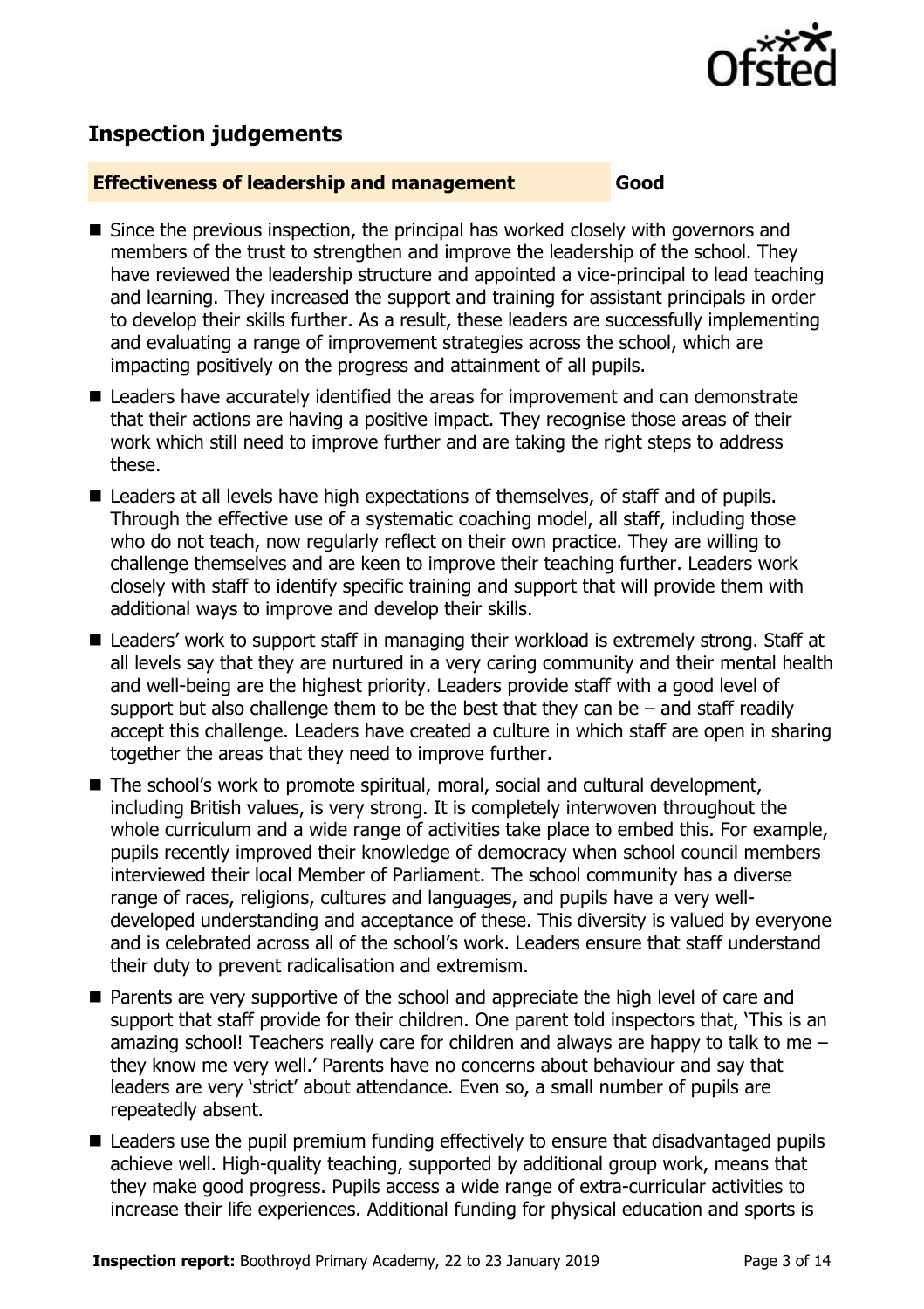## Inspection judgements

**Effectiveness of leadership and management** **Good**

- Since the previous inspection, the principal has worked closely with governors and members of the trust to strengthen and improve the leadership of the school. They have reviewed the leadership structure and appointed a vice-principal to lead teaching and learning. They increased the support and training for assistant principals in order to develop their skills further. As a result, these leaders are successfully implementing and evaluating a range of improvement strategies across the school, which are impacting positively on the progress and attainment of all pupils.
- Leaders have accurately identified the areas for improvement and can demonstrate that their actions are having a positive impact. They recognise those areas of their work which still need to improve further and are taking the right steps to address these.
- Leaders at all levels have high expectations of themselves, of staff and of pupils. Through the effective use of a systematic coaching model, all staff, including those who do not teach, now regularly reflect on their own practice. They are willing to challenge themselves and are keen to improve their teaching further. Leaders work closely with staff to identify specific training and support that will provide them with additional ways to improve and develop their skills.
- Leaders' work to support staff in managing their workload is extremely strong. Staff at all levels say that they are nurtured in a very caring community and their mental health and well-being are the highest priority. Leaders provide staff with a good level of support but also challenge them to be the best that they can be – and staff readily accept this challenge. Leaders have created a culture in which staff are open in sharing together the areas that they need to improve further.
- The school's work to promote spiritual, moral, social and cultural development, including British values, is very strong. It is completely interwoven throughout the whole curriculum and a wide range of activities take place to embed this. For example, pupils recently improved their knowledge of democracy when school council members interviewed their local Member of Parliament. The school community has a diverse range of races, religions, cultures and languages, and pupils have a very well-developed understanding and acceptance of these. This diversity is valued by everyone and is celebrated across all of the school's work. Leaders ensure that staff understand their duty to prevent radicalisation and extremism.
- Parents are very supportive of the school and appreciate the high level of care and support that staff provide for their children. One parent told inspectors that, 'This is an amazing school! Teachers really care for children and always are happy to talk to me – they know me very well.' Parents have no concerns about behaviour and say that leaders are very 'strict' about attendance. Even so, a small number of pupils are repeatedly absent.
- Leaders use the pupil premium funding effectively to ensure that disadvantaged pupils achieve well. High-quality teaching, supported by additional group work, means that they make good progress. Pupils access a wide range of extra-curricular activities to increase their life experiences. Additional funding for physical education and sports is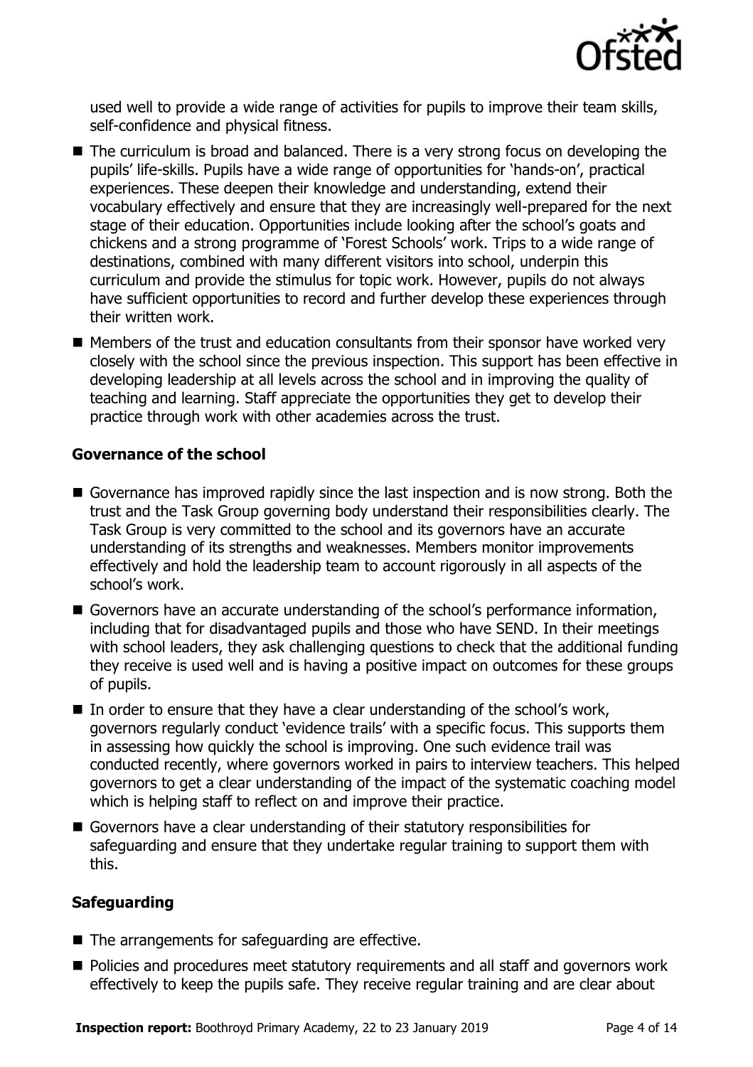used well to provide a wide range of activities for pupils to improve their team skills, self-confidence and physical fitness.

- The curriculum is broad and balanced. There is a very strong focus on developing the pupils' life-skills. Pupils have a wide range of opportunities for 'hands-on', practical experiences. These deepen their knowledge and understanding, extend their vocabulary effectively and ensure that they are increasingly well-prepared for the next stage of their education. Opportunities include looking after the school's goats and chickens and a strong programme of 'Forest Schools' work. Trips to a wide range of destinations, combined with many different visitors into school, underpin this curriculum and provide the stimulus for topic work. However, pupils do not always have sufficient opportunities to record and further develop these experiences through their written work.
- Members of the trust and education consultants from their sponsor have worked very closely with the school since the previous inspection. This support has been effective in developing leadership at all levels across the school and in improving the quality of teaching and learning. Staff appreciate the opportunities they get to develop their practice through work with other academies across the trust.

### Governance of the school

- Governance has improved rapidly since the last inspection and is now strong. Both the trust and the Task Group governing body understand their responsibilities clearly. The Task Group is very committed to the school and its governors have an accurate understanding of its strengths and weaknesses. Members monitor improvements effectively and hold the leadership team to account rigorously in all aspects of the school's work.
- Governors have an accurate understanding of the school's performance information, including that for disadvantaged pupils and those who have SEND. In their meetings with school leaders, they ask challenging questions to check that the additional funding they receive is used well and is having a positive impact on outcomes for these groups of pupils.
- In order to ensure that they have a clear understanding of the school's work, governors regularly conduct 'evidence trails' with a specific focus. This supports them in assessing how quickly the school is improving. One such evidence trail was conducted recently, where governors worked in pairs to interview teachers. This helped governors to get a clear understanding of the impact of the systematic coaching model which is helping staff to reflect on and improve their practice.
- Governors have a clear understanding of their statutory responsibilities for safeguarding and ensure that they undertake regular training to support them with this.

### Safeguarding

- The arrangements for safeguarding are effective.
- Policies and procedures meet statutory requirements and all staff and governors work effectively to keep the pupils safe. They receive regular training and are clear about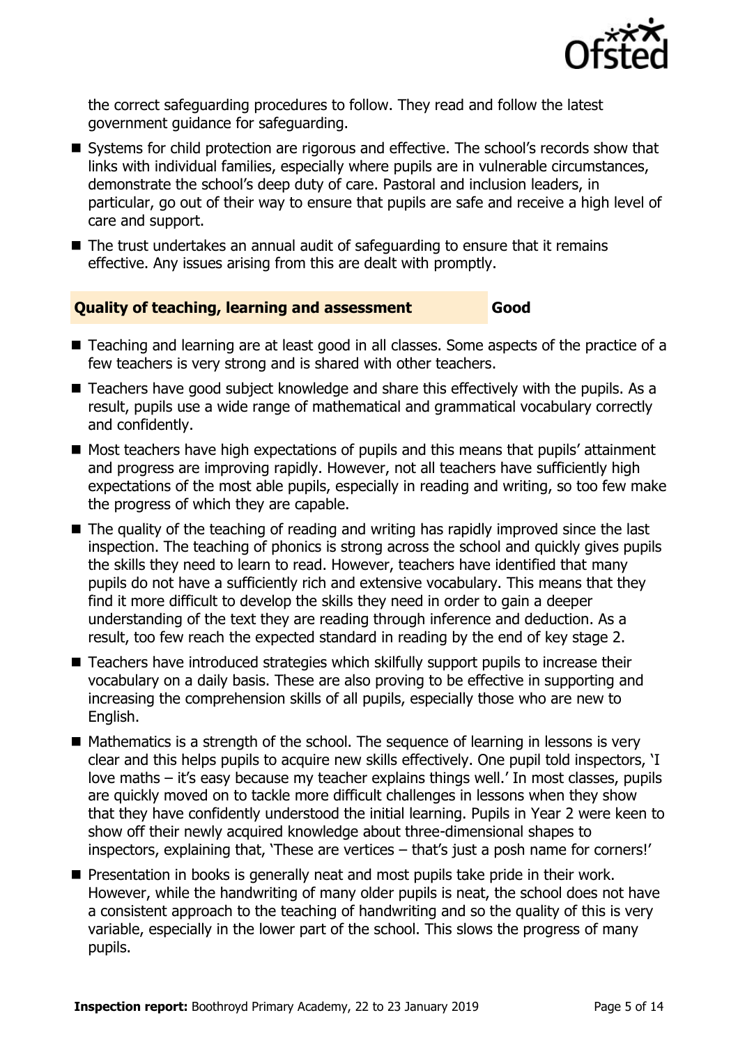the correct safeguarding procedures to follow. They read and follow the latest government guidance for safeguarding.

- Systems for child protection are rigorous and effective. The school's records show that links with individual families, especially where pupils are in vulnerable circumstances, demonstrate the school's deep duty of care. Pastoral and inclusion leaders, in particular, go out of their way to ensure that pupils are safe and receive a high level of care and support.
- The trust undertakes an annual audit of safeguarding to ensure that it remains effective. Any issues arising from this are dealt with promptly.

## Quality of teaching, learning and assessment — Good

- Teaching and learning are at least good in all classes. Some aspects of the practice of a few teachers is very strong and is shared with other teachers.
- Teachers have good subject knowledge and share this effectively with the pupils. As a result, pupils use a wide range of mathematical and grammatical vocabulary correctly and confidently.
- Most teachers have high expectations of pupils and this means that pupils' attainment and progress are improving rapidly. However, not all teachers have sufficiently high expectations of the most able pupils, especially in reading and writing, so too few make the progress of which they are capable.
- The quality of the teaching of reading and writing has rapidly improved since the last inspection. The teaching of phonics is strong across the school and quickly gives pupils the skills they need to learn to read. However, teachers have identified that many pupils do not have a sufficiently rich and extensive vocabulary. This means that they find it more difficult to develop the skills they need in order to gain a deeper understanding of the text they are reading through inference and deduction. As a result, too few reach the expected standard in reading by the end of key stage 2.
- Teachers have introduced strategies which skilfully support pupils to increase their vocabulary on a daily basis. These are also proving to be effective in supporting and increasing the comprehension skills of all pupils, especially those who are new to English.
- Mathematics is a strength of the school. The sequence of learning in lessons is very clear and this helps pupils to acquire new skills effectively. One pupil told inspectors, 'I love maths – it's easy because my teacher explains things well.' In most classes, pupils are quickly moved on to tackle more difficult challenges in lessons when they show that they have confidently understood the initial learning. Pupils in Year 2 were keen to show off their newly acquired knowledge about three-dimensional shapes to inspectors, explaining that, 'These are vertices – that's just a posh name for corners!'
- Presentation in books is generally neat and most pupils take pride in their work. However, while the handwriting of many older pupils is neat, the school does not have a consistent approach to the teaching of handwriting and so the quality of this is very variable, especially in the lower part of the school. This slows the progress of many pupils.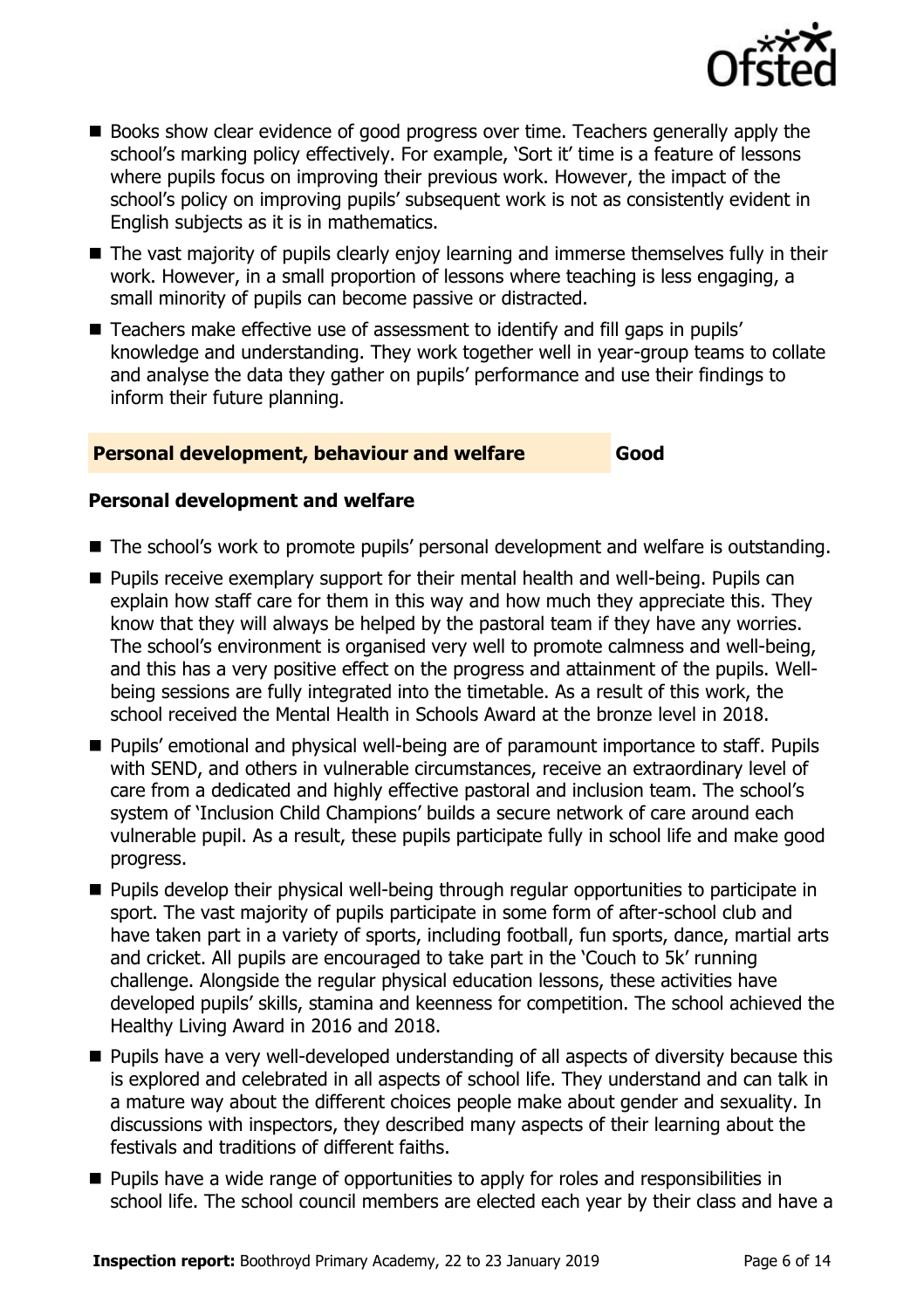- Books show clear evidence of good progress over time. Teachers generally apply the school's marking policy effectively. For example, 'Sort it' time is a feature of lessons where pupils focus on improving their previous work. However, the impact of the school's policy on improving pupils' subsequent work is not as consistently evident in English subjects as it is in mathematics.
- The vast majority of pupils clearly enjoy learning and immerse themselves fully in their work. However, in a small proportion of lessons where teaching is less engaging, a small minority of pupils can become passive or distracted.
- Teachers make effective use of assessment to identify and fill gaps in pupils' knowledge and understanding. They work together well in year-group teams to collate and analyse the data they gather on pupils' performance and use their findings to inform their future planning.

## Personal development, behaviour and welfare — Good

### Personal development and welfare

- The school's work to promote pupils' personal development and welfare is outstanding.
- Pupils receive exemplary support for their mental health and well-being. Pupils can explain how staff care for them in this way and how much they appreciate this. They know that they will always be helped by the pastoral team if they have any worries. The school's environment is organised very well to promote calmness and well-being, and this has a very positive effect on the progress and attainment of the pupils. Well-being sessions are fully integrated into the timetable. As a result of this work, the school received the Mental Health in Schools Award at the bronze level in 2018.
- Pupils' emotional and physical well-being are of paramount importance to staff. Pupils with SEND, and others in vulnerable circumstances, receive an extraordinary level of care from a dedicated and highly effective pastoral and inclusion team. The school's system of 'Inclusion Child Champions' builds a secure network of care around each vulnerable pupil. As a result, these pupils participate fully in school life and make good progress.
- Pupils develop their physical well-being through regular opportunities to participate in sport. The vast majority of pupils participate in some form of after-school club and have taken part in a variety of sports, including football, fun sports, dance, martial arts and cricket. All pupils are encouraged to take part in the 'Couch to 5k' running challenge. Alongside the regular physical education lessons, these activities have developed pupils' skills, stamina and keenness for competition. The school achieved the Healthy Living Award in 2016 and 2018.
- Pupils have a very well-developed understanding of all aspects of diversity because this is explored and celebrated in all aspects of school life. They understand and can talk in a mature way about the different choices people make about gender and sexuality. In discussions with inspectors, they described many aspects of their learning about the festivals and traditions of different faiths.
- Pupils have a wide range of opportunities to apply for roles and responsibilities in school life. The school council members are elected each year by their class and have a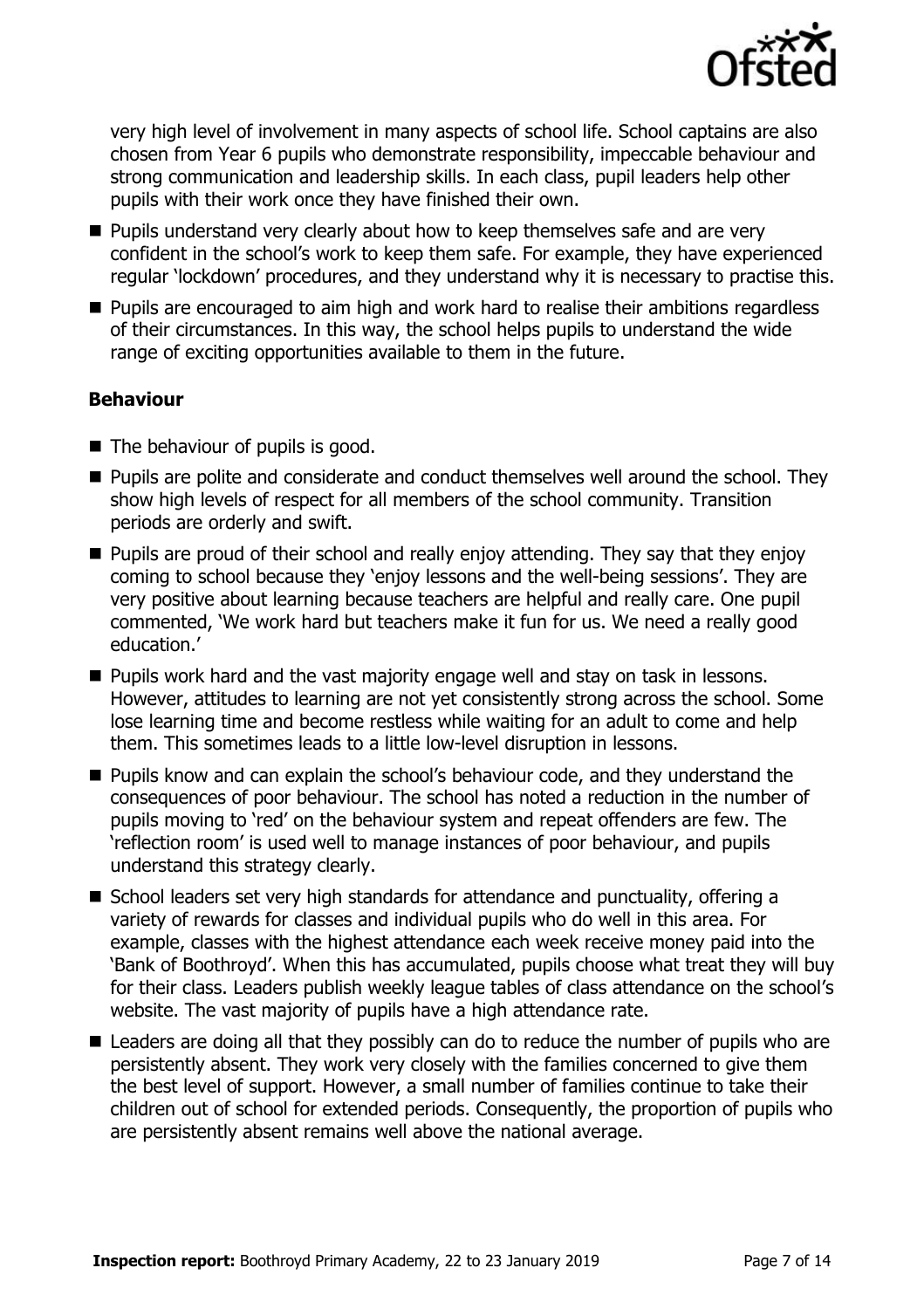very high level of involvement in many aspects of school life. School captains are also chosen from Year 6 pupils who demonstrate responsibility, impeccable behaviour and strong communication and leadership skills. In each class, pupil leaders help other pupils with their work once they have finished their own.

- Pupils understand very clearly about how to keep themselves safe and are very confident in the school's work to keep them safe. For example, they have experienced regular 'lockdown' procedures, and they understand why it is necessary to practise this.
- Pupils are encouraged to aim high and work hard to realise their ambitions regardless of their circumstances. In this way, the school helps pupils to understand the wide range of exciting opportunities available to them in the future.

### Behaviour

- The behaviour of pupils is good.
- Pupils are polite and considerate and conduct themselves well around the school. They show high levels of respect for all members of the school community. Transition periods are orderly and swift.
- Pupils are proud of their school and really enjoy attending. They say that they enjoy coming to school because they 'enjoy lessons and the well-being sessions'. They are very positive about learning because teachers are helpful and really care. One pupil commented, 'We work hard but teachers make it fun for us. We need a really good education.'
- Pupils work hard and the vast majority engage well and stay on task in lessons. However, attitudes to learning are not yet consistently strong across the school. Some lose learning time and become restless while waiting for an adult to come and help them. This sometimes leads to a little low-level disruption in lessons.
- Pupils know and can explain the school's behaviour code, and they understand the consequences of poor behaviour. The school has noted a reduction in the number of pupils moving to 'red' on the behaviour system and repeat offenders are few. The 'reflection room' is used well to manage instances of poor behaviour, and pupils understand this strategy clearly.
- School leaders set very high standards for attendance and punctuality, offering a variety of rewards for classes and individual pupils who do well in this area. For example, classes with the highest attendance each week receive money paid into the 'Bank of Boothroyd'. When this has accumulated, pupils choose what treat they will buy for their class. Leaders publish weekly league tables of class attendance on the school's website. The vast majority of pupils have a high attendance rate.
- Leaders are doing all that they possibly can do to reduce the number of pupils who are persistently absent. They work very closely with the families concerned to give them the best level of support. However, a small number of families continue to take their children out of school for extended periods. Consequently, the proportion of pupils who are persistently absent remains well above the national average.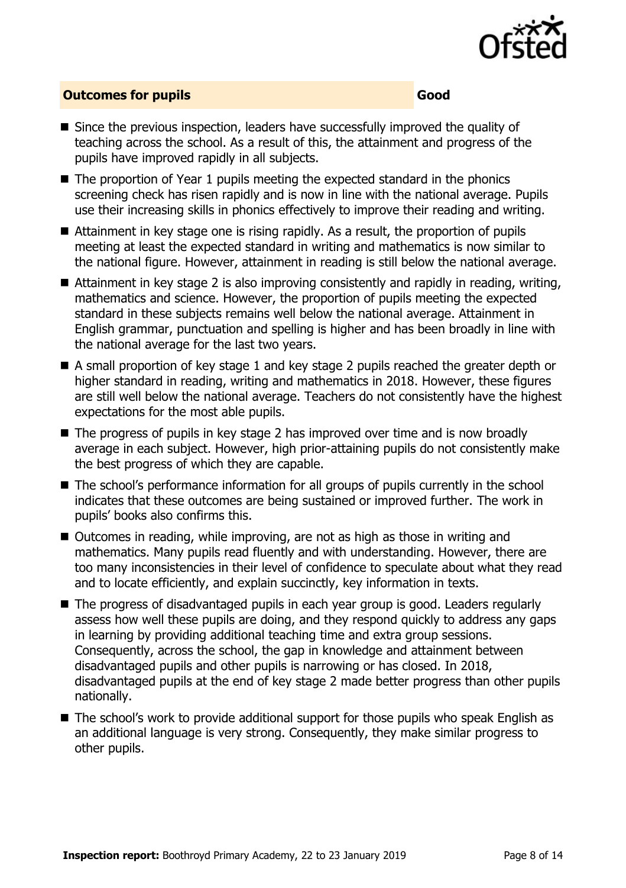## Outcomes for pupils — Good

- Since the previous inspection, leaders have successfully improved the quality of teaching across the school. As a result of this, the attainment and progress of the pupils have improved rapidly in all subjects.
- The proportion of Year 1 pupils meeting the expected standard in the phonics screening check has risen rapidly and is now in line with the national average. Pupils use their increasing skills in phonics effectively to improve their reading and writing.
- Attainment in key stage one is rising rapidly. As a result, the proportion of pupils meeting at least the expected standard in writing and mathematics is now similar to the national figure. However, attainment in reading is still below the national average.
- Attainment in key stage 2 is also improving consistently and rapidly in reading, writing, mathematics and science. However, the proportion of pupils meeting the expected standard in these subjects remains well below the national average. Attainment in English grammar, punctuation and spelling is higher and has been broadly in line with the national average for the last two years.
- A small proportion of key stage 1 and key stage 2 pupils reached the greater depth or higher standard in reading, writing and mathematics in 2018. However, these figures are still well below the national average. Teachers do not consistently have the highest expectations for the most able pupils.
- The progress of pupils in key stage 2 has improved over time and is now broadly average in each subject. However, high prior-attaining pupils do not consistently make the best progress of which they are capable.
- The school's performance information for all groups of pupils currently in the school indicates that these outcomes are being sustained or improved further. The work in pupils' books also confirms this.
- Outcomes in reading, while improving, are not as high as those in writing and mathematics. Many pupils read fluently and with understanding. However, there are too many inconsistencies in their level of confidence to speculate about what they read and to locate efficiently, and explain succinctly, key information in texts.
- The progress of disadvantaged pupils in each year group is good. Leaders regularly assess how well these pupils are doing, and they respond quickly to address any gaps in learning by providing additional teaching time and extra group sessions. Consequently, across the school, the gap in knowledge and attainment between disadvantaged pupils and other pupils is narrowing or has closed. In 2018, disadvantaged pupils at the end of key stage 2 made better progress than other pupils nationally.
- The school's work to provide additional support for those pupils who speak English as an additional language is very strong. Consequently, they make similar progress to other pupils.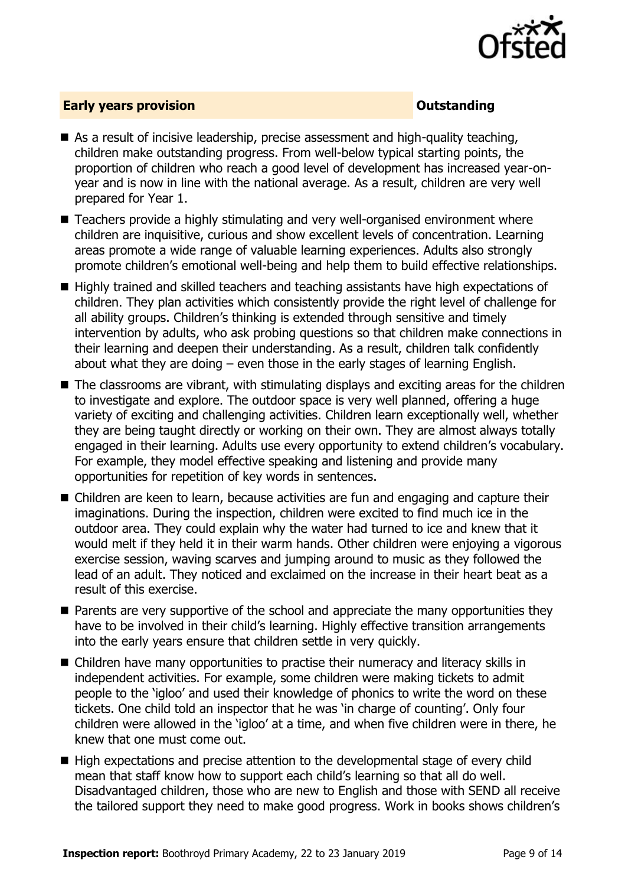## Early years provision — Outstanding

- As a result of incisive leadership, precise assessment and high-quality teaching, children make outstanding progress. From well-below typical starting points, the proportion of children who reach a good level of development has increased year-on-year and is now in line with the national average. As a result, children are very well prepared for Year 1.
- Teachers provide a highly stimulating and very well-organised environment where children are inquisitive, curious and show excellent levels of concentration. Learning areas promote a wide range of valuable learning experiences. Adults also strongly promote children's emotional well-being and help them to build effective relationships.
- Highly trained and skilled teachers and teaching assistants have high expectations of children. They plan activities which consistently provide the right level of challenge for all ability groups. Children's thinking is extended through sensitive and timely intervention by adults, who ask probing questions so that children make connections in their learning and deepen their understanding. As a result, children talk confidently about what they are doing – even those in the early stages of learning English.
- The classrooms are vibrant, with stimulating displays and exciting areas for the children to investigate and explore. The outdoor space is very well planned, offering a huge variety of exciting and challenging activities. Children learn exceptionally well, whether they are being taught directly or working on their own. They are almost always totally engaged in their learning. Adults use every opportunity to extend children's vocabulary. For example, they model effective speaking and listening and provide many opportunities for repetition of key words in sentences.
- Children are keen to learn, because activities are fun and engaging and capture their imaginations. During the inspection, children were excited to find much ice in the outdoor area. They could explain why the water had turned to ice and knew that it would melt if they held it in their warm hands. Other children were enjoying a vigorous exercise session, waving scarves and jumping around to music as they followed the lead of an adult. They noticed and exclaimed on the increase in their heart beat as a result of this exercise.
- Parents are very supportive of the school and appreciate the many opportunities they have to be involved in their child's learning. Highly effective transition arrangements into the early years ensure that children settle in very quickly.
- Children have many opportunities to practise their numeracy and literacy skills in independent activities. For example, some children were making tickets to admit people to the 'igloo' and used their knowledge of phonics to write the word on these tickets. One child told an inspector that he was 'in charge of counting'. Only four children were allowed in the 'igloo' at a time, and when five children were in there, he knew that one must come out.
- High expectations and precise attention to the developmental stage of every child mean that staff know how to support each child's learning so that all do well. Disadvantaged children, those who are new to English and those with SEND all receive the tailored support they need to make good progress. Work in books shows children's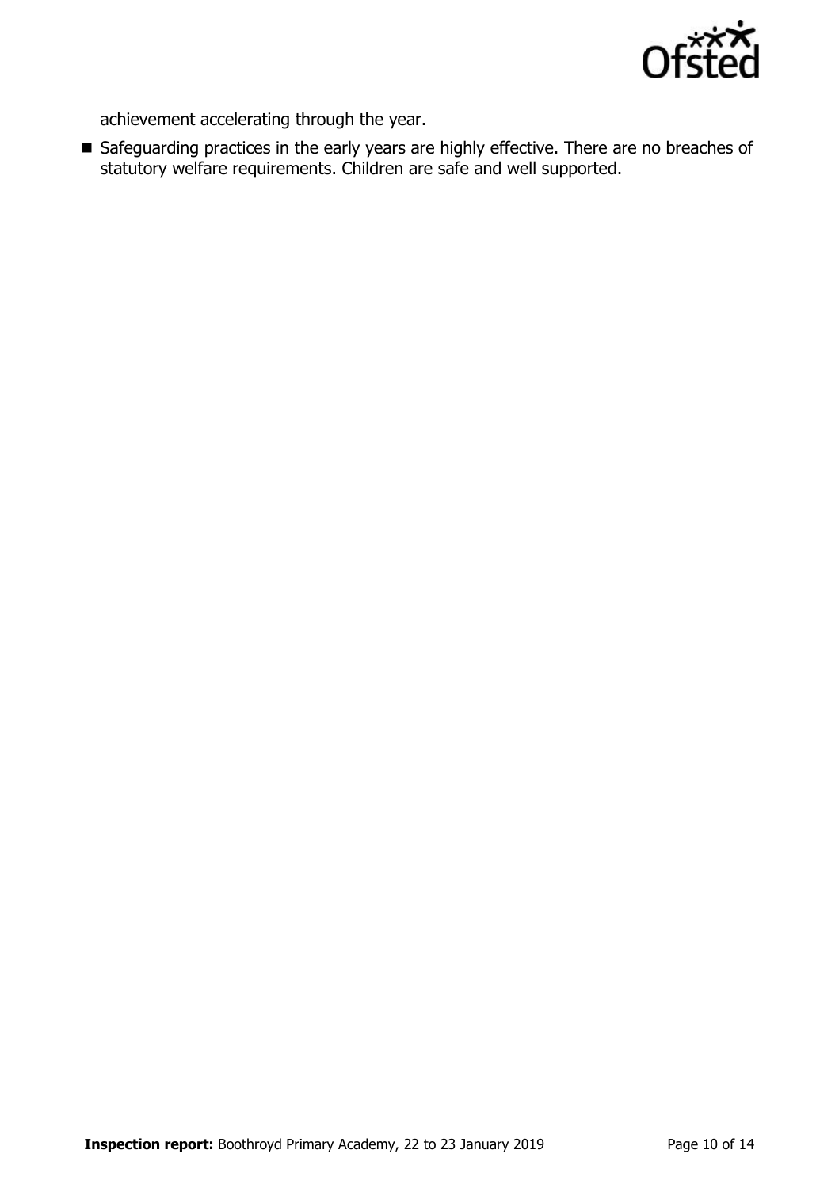achievement accelerating through the year.

- Safeguarding practices in the early years are highly effective. There are no breaches of statutory welfare requirements. Children are safe and well supported.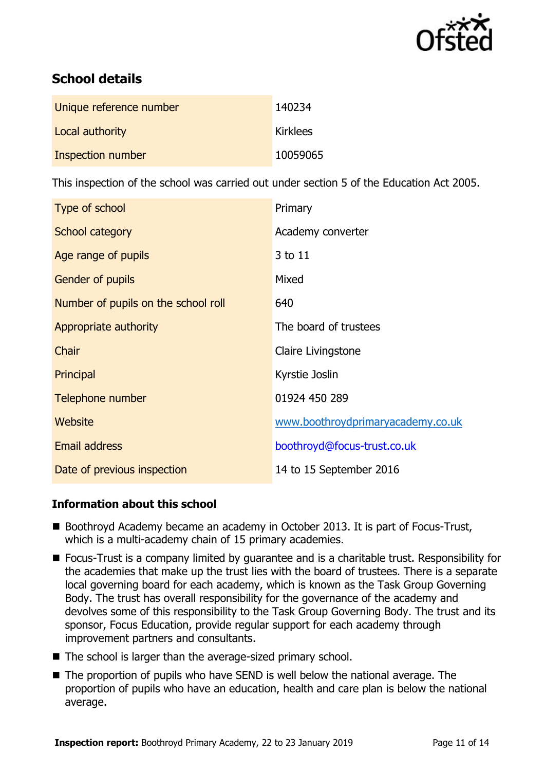## School details

| Unique reference number | 140234 |
| --- | --- |
| Local authority | Kirklees |
| Inspection number | 10059065 |

This inspection of the school was carried out under section 5 of the Education Act 2005.

| Type of school | Primary |
| --- | --- |
| School category | Academy converter |
| Age range of pupils | 3 to 11 |
| Gender of pupils | Mixed |
| Number of pupils on the school roll | 640 |
| Appropriate authority | The board of trustees |
| Chair | Claire Livingstone |
| Principal | Kyrstie Joslin |
| Telephone number | 01924 450 289 |
| Website | www.boothroydprimaryacademy.co.uk |
| Email address | boothroyd@focus-trust.co.uk |
| Date of previous inspection | 14 to 15 September 2016 |

### Information about this school

- Boothroyd Academy became an academy in October 2013. It is part of Focus-Trust, which is a multi-academy chain of 15 primary academies.
- Focus-Trust is a company limited by guarantee and is a charitable trust. Responsibility for the academies that make up the trust lies with the board of trustees. There is a separate local governing board for each academy, which is known as the Task Group Governing Body. The trust has overall responsibility for the governance of the academy and devolves some of this responsibility to the Task Group Governing Body. The trust and its sponsor, Focus Education, provide regular support for each academy through improvement partners and consultants.
- The school is larger than the average-sized primary school.
- The proportion of pupils who have SEND is well below the national average. The proportion of pupils who have an education, health and care plan is below the national average.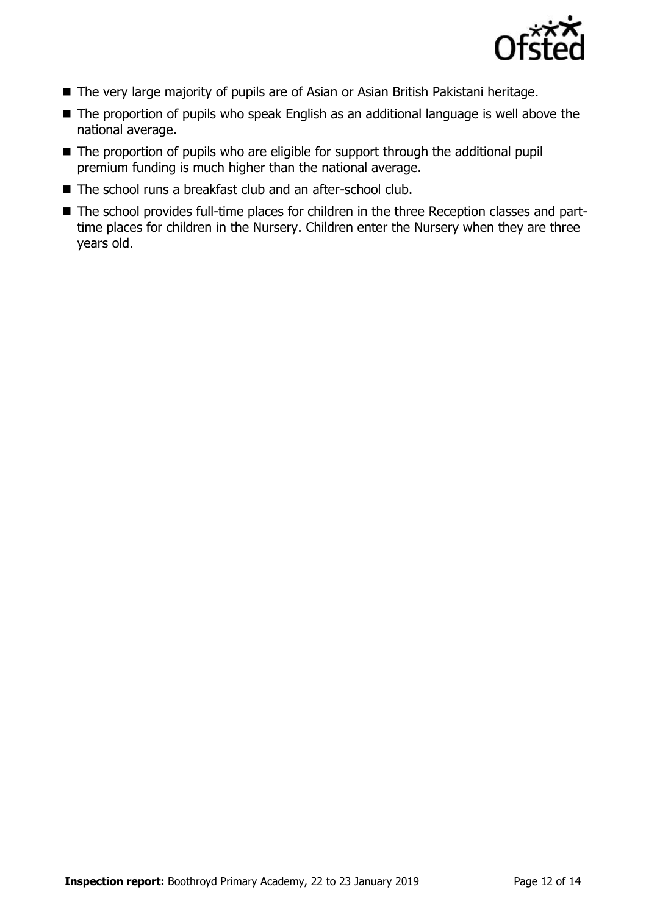- The very large majority of pupils are of Asian or Asian British Pakistani heritage.
- The proportion of pupils who speak English as an additional language is well above the national average.
- The proportion of pupils who are eligible for support through the additional pupil premium funding is much higher than the national average.
- The school runs a breakfast club and an after-school club.
- The school provides full-time places for children in the three Reception classes and part-time places for children in the Nursery. Children enter the Nursery when they are three years old.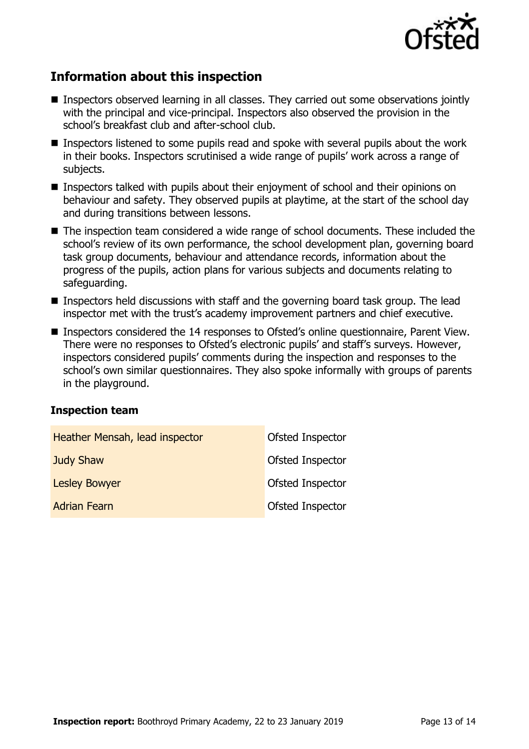## Information about this inspection

- Inspectors observed learning in all classes. They carried out some observations jointly with the principal and vice-principal. Inspectors also observed the provision in the school's breakfast club and after-school club.
- Inspectors listened to some pupils read and spoke with several pupils about the work in their books. Inspectors scrutinised a wide range of pupils' work across a range of subjects.
- Inspectors talked with pupils about their enjoyment of school and their opinions on behaviour and safety. They observed pupils at playtime, at the start of the school day and during transitions between lessons.
- The inspection team considered a wide range of school documents. These included the school's review of its own performance, the school development plan, governing board task group documents, behaviour and attendance records, information about the progress of the pupils, action plans for various subjects and documents relating to safeguarding.
- Inspectors held discussions with staff and the governing board task group. The lead inspector met with the trust's academy improvement partners and chief executive.
- Inspectors considered the 14 responses to Ofsted's online questionnaire, Parent View. There were no responses to Ofsted's electronic pupils' and staff's surveys. However, inspectors considered pupils' comments during the inspection and responses to the school's own similar questionnaires. They also spoke informally with groups of parents in the playground.

### Inspection team

| | |
|---|---|
| Heather Mensah, lead inspector | Ofsted Inspector |
| Judy Shaw | Ofsted Inspector |
| Lesley Bowyer | Ofsted Inspector |
| Adrian Fearn | Ofsted Inspector |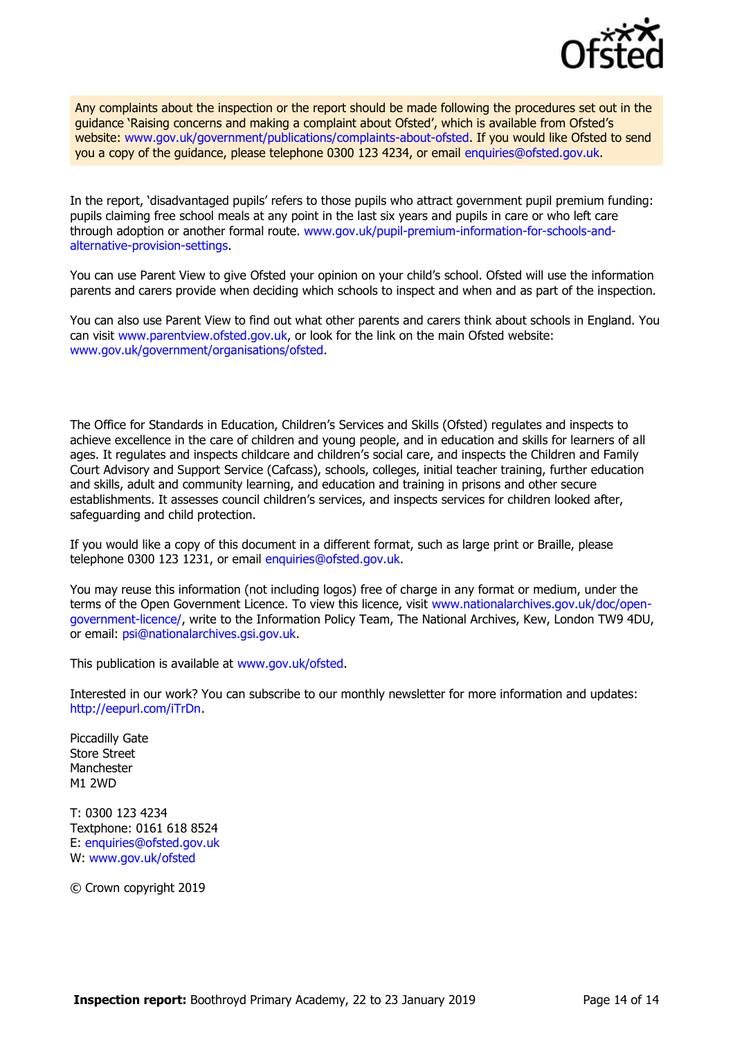Any complaints about the inspection or the report should be made following the procedures set out in the guidance 'Raising concerns and making a complaint about Ofsted', which is available from Ofsted's website: www.gov.uk/government/publications/complaints-about-ofsted. If you would like Ofsted to send you a copy of the guidance, please telephone 0300 123 4234, or email enquiries@ofsted.gov.uk.

In the report, 'disadvantaged pupils' refers to those pupils who attract government pupil premium funding: pupils claiming free school meals at any point in the last six years and pupils in care or who left care through adoption or another formal route. www.gov.uk/pupil-premium-information-for-schools-and-alternative-provision-settings.

You can use Parent View to give Ofsted your opinion on your child's school. Ofsted will use the information parents and carers provide when deciding which schools to inspect and when and as part of the inspection.

You can also use Parent View to find out what other parents and carers think about schools in England. You can visit www.parentview.ofsted.gov.uk, or look for the link on the main Ofsted website: www.gov.uk/government/organisations/ofsted.

The Office for Standards in Education, Children's Services and Skills (Ofsted) regulates and inspects to achieve excellence in the care of children and young people, and in education and skills for learners of all ages. It regulates and inspects childcare and children's social care, and inspects the Children and Family Court Advisory and Support Service (Cafcass), schools, colleges, initial teacher training, further education and skills, adult and community learning, and education and training in prisons and other secure establishments. It assesses council children's services, and inspects services for children looked after, safeguarding and child protection.

If you would like a copy of this document in a different format, such as large print or Braille, please telephone 0300 123 1231, or email enquiries@ofsted.gov.uk.

You may reuse this information (not including logos) free of charge in any format or medium, under the terms of the Open Government Licence. To view this licence, visit www.nationalarchives.gov.uk/doc/open-government-licence/, write to the Information Policy Team, The National Archives, Kew, London TW9 4DU, or email: psi@nationalarchives.gsi.gov.uk.

This publication is available at www.gov.uk/ofsted.

Interested in our work? You can subscribe to our monthly newsletter for more information and updates: http://eepurl.com/iTrDn.

Piccadilly Gate  
Store Street  
Manchester  
M1 2WD

T: 0300 123 4234  
Textphone: 0161 618 8524  
E: enquiries@ofsted.gov.uk  
W: www.gov.uk/ofsted

© Crown copyright 2019